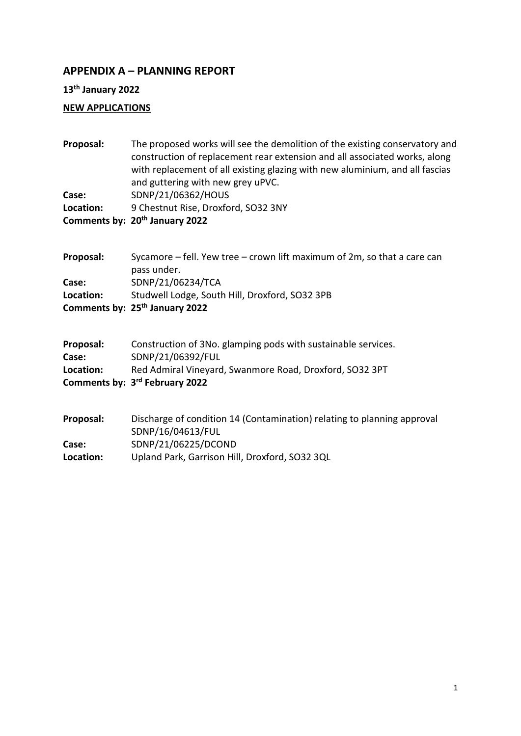## APPENDIX A – PLANNING REPORT

**13th January 2022**

**NEW APPLICATIONS**

**Proposal:** The proposed works will see the demolition of the existing conservatory and construction of replacement rear extension and all associated works, along with replacement of all existing glazing with new aluminium, and all fascias and guttering with new grey uPVC.
**Case:** SDNP/21/06362/HOUS
**Location:** 9 Chestnut Rise, Droxford, SO32 3NY
**Comments by: 20th January 2022**

**Proposal:** Sycamore – fell. Yew tree – crown lift maximum of 2m, so that a care can pass under.
**Case:** SDNP/21/06234/TCA
**Location:** Studwell Lodge, South Hill, Droxford, SO32 3PB
**Comments by: 25th January 2022**

**Proposal:** Construction of 3No. glamping pods with sustainable services.
**Case:** SDNP/21/06392/FUL
**Location:** Red Admiral Vineyard, Swanmore Road, Droxford, SO32 3PT
**Comments by: 3rd February 2022**

**Proposal:** Discharge of condition 14 (Contamination) relating to planning approval SDNP/16/04613/FUL
**Case:** SDNP/21/06225/DCOND
**Location:** Upland Park, Garrison Hill, Droxford, SO32 3QL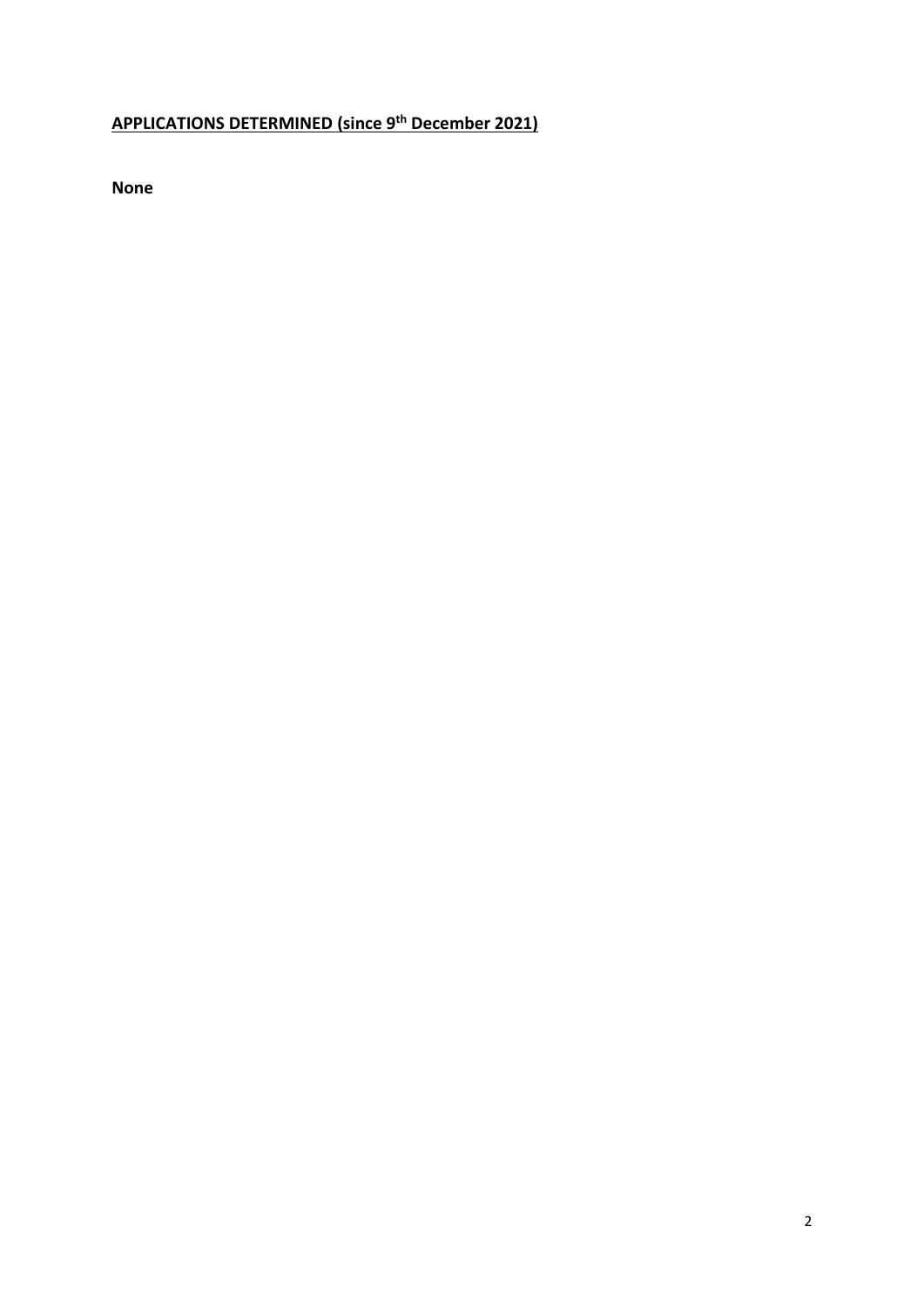## APPLICATIONS DETERMINED (since 9th December 2021)

**None**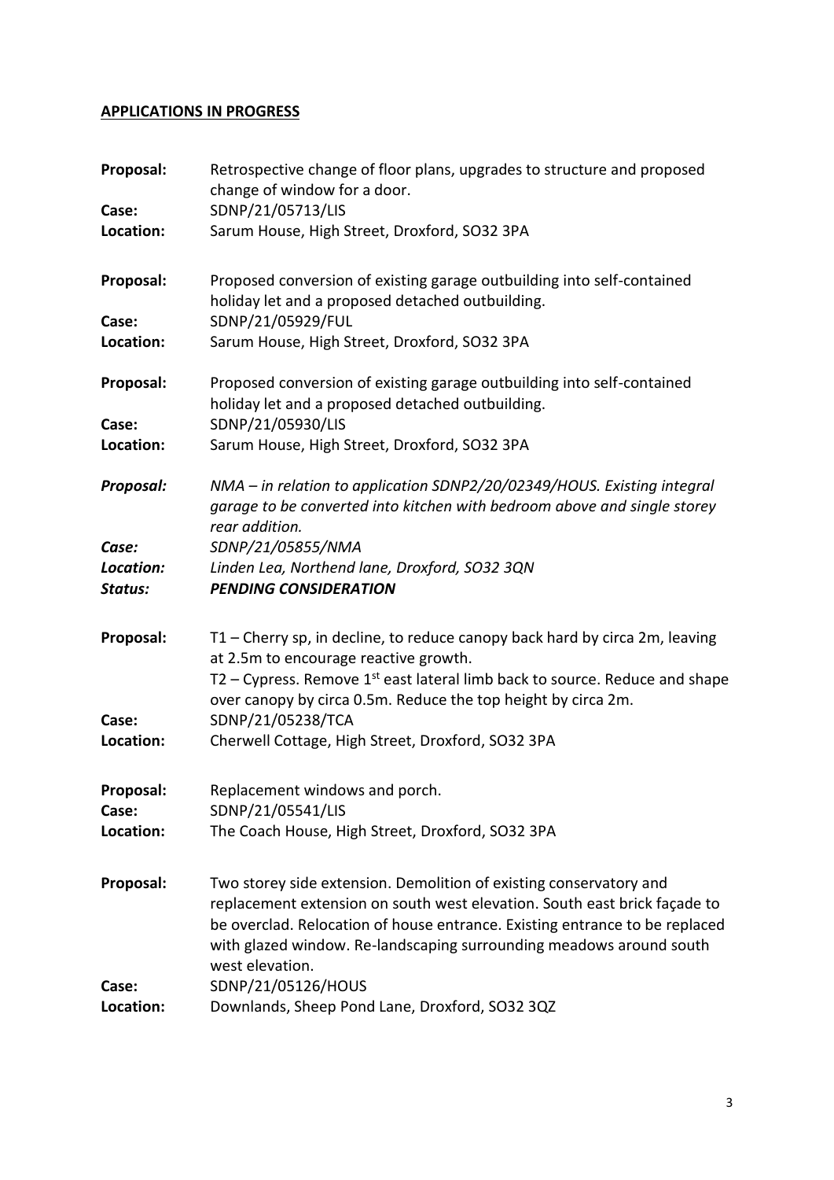## **APPLICATIONS IN PROGRESS**

**Proposal:** Retrospective change of floor plans, upgrades to structure and proposed change of window for a door.
**Case:** SDNP/21/05713/LIS
**Location:** Sarum House, High Street, Droxford, SO32 3PA

**Proposal:** Proposed conversion of existing garage outbuilding into self-contained holiday let and a proposed detached outbuilding.
**Case:** SDNP/21/05929/FUL
**Location:** Sarum House, High Street, Droxford, SO32 3PA

**Proposal:** Proposed conversion of existing garage outbuilding into self-contained holiday let and a proposed detached outbuilding.
**Case:** SDNP/21/05930/LIS
**Location:** Sarum House, High Street, Droxford, SO32 3PA

***Proposal:*** *NMA – in relation to application SDNP2/20/02349/HOUS. Existing integral garage to be converted into kitchen with bedroom above and single storey rear addition.*
***Case:*** *SDNP/21/05855/NMA*
***Location:*** *Linden Lea, Northend lane, Droxford, SO32 3QN*
***Status:*** ***PENDING CONSIDERATION***

**Proposal:** T1 – Cherry sp, in decline, to reduce canopy back hard by circa 2m, leaving at 2.5m to encourage reactive growth.
T2 – Cypress. Remove 1st east lateral limb back to source. Reduce and shape over canopy by circa 0.5m. Reduce the top height by circa 2m.
**Case:** SDNP/21/05238/TCA
**Location:** Cherwell Cottage, High Street, Droxford, SO32 3PA

**Proposal:** Replacement windows and porch.
**Case:** SDNP/21/05541/LIS
**Location:** The Coach House, High Street, Droxford, SO32 3PA

**Proposal:** Two storey side extension. Demolition of existing conservatory and replacement extension on south west elevation. South east brick façade to be overclad. Relocation of house entrance. Existing entrance to be replaced with glazed window. Re-landscaping surrounding meadows around south west elevation.
**Case:** SDNP/21/05126/HOUS
**Location:** Downlands, Sheep Pond Lane, Droxford, SO32 3QZ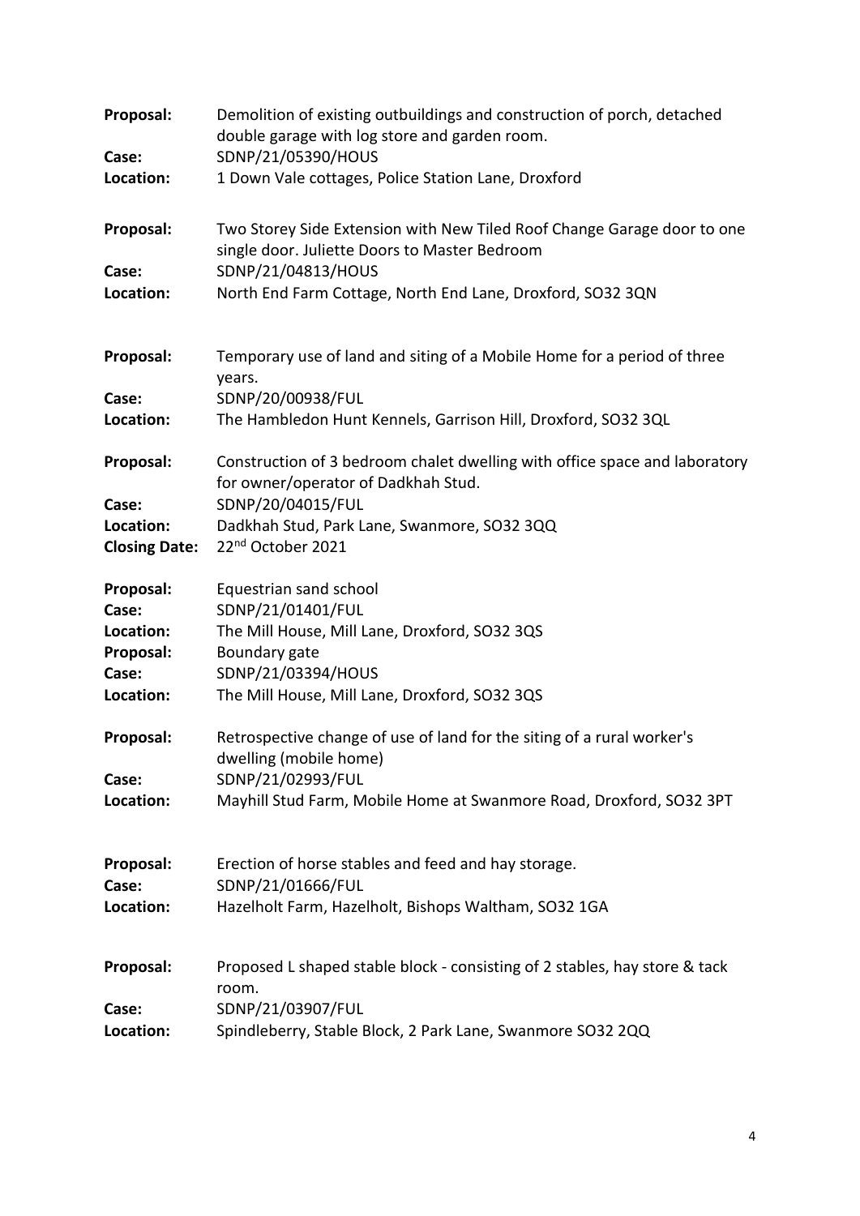**Proposal:** Demolition of existing outbuildings and construction of porch, detached double garage with log store and garden room.
**Case:** SDNP/21/05390/HOUS
**Location:** 1 Down Vale cottages, Police Station Lane, Droxford

**Proposal:** Two Storey Side Extension with New Tiled Roof Change Garage door to one single door. Juliette Doors to Master Bedroom
**Case:** SDNP/21/04813/HOUS
**Location:** North End Farm Cottage, North End Lane, Droxford, SO32 3QN

**Proposal:** Temporary use of land and siting of a Mobile Home for a period of three years.
**Case:** SDNP/20/00938/FUL
**Location:** The Hambledon Hunt Kennels, Garrison Hill, Droxford, SO32 3QL

**Proposal:** Construction of 3 bedroom chalet dwelling with office space and laboratory for owner/operator of Dadkhah Stud.
**Case:** SDNP/20/04015/FUL
**Location:** Dadkhah Stud, Park Lane, Swanmore, SO32 3QQ
**Closing Date:** 22nd October 2021

**Proposal:** Equestrian sand school
**Case:** SDNP/21/01401/FUL
**Location:** The Mill House, Mill Lane, Droxford, SO32 3QS
**Proposal:** Boundary gate
**Case:** SDNP/21/03394/HOUS
**Location:** The Mill House, Mill Lane, Droxford, SO32 3QS

**Proposal:** Retrospective change of use of land for the siting of a rural worker's dwelling (mobile home)
**Case:** SDNP/21/02993/FUL
**Location:** Mayhill Stud Farm, Mobile Home at Swanmore Road, Droxford, SO32 3PT

**Proposal:** Erection of horse stables and feed and hay storage.
**Case:** SDNP/21/01666/FUL
**Location:** Hazelholt Farm, Hazelholt, Bishops Waltham, SO32 1GA

**Proposal:** Proposed L shaped stable block - consisting of 2 stables, hay store & tack room.
**Case:** SDNP/21/03907/FUL
**Location:** Spindleberry, Stable Block, 2 Park Lane, Swanmore SO32 2QQ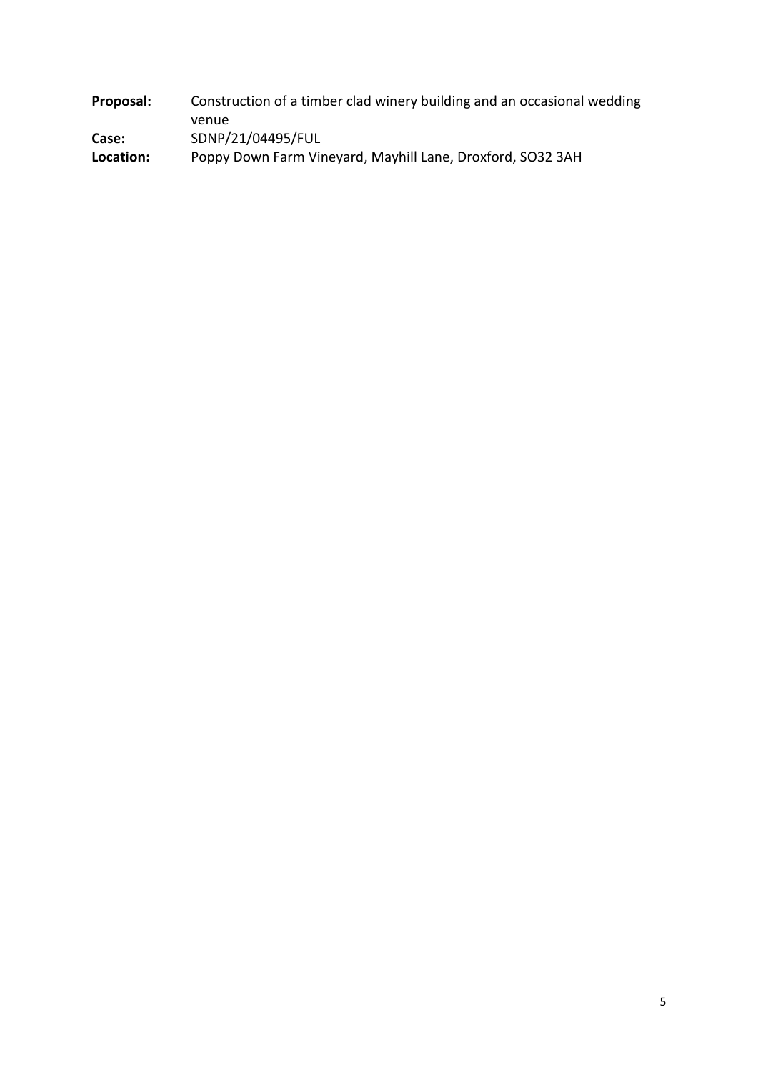**Proposal:** Construction of a timber clad winery building and an occasional wedding venue

**Case:** SDNP/21/04495/FUL

**Location:** Poppy Down Farm Vineyard, Mayhill Lane, Droxford, SO32 3AH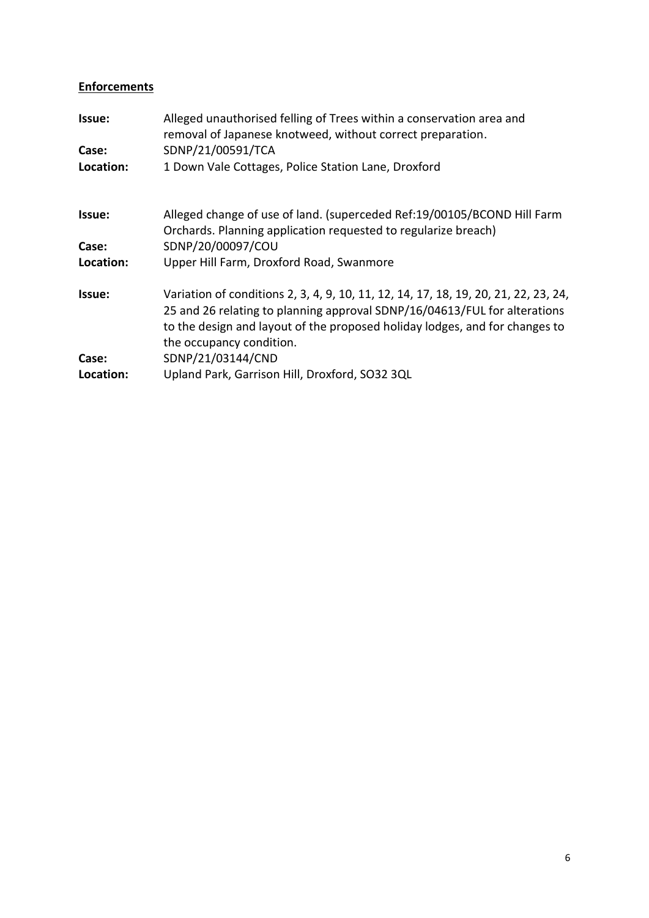**<u>Enforcements</u>**

**Issue:** Alleged unauthorised felling of Trees within a conservation area and removal of Japanese knotweed, without correct preparation.
**Case:** SDNP/21/00591/TCA
**Location:** 1 Down Vale Cottages, Police Station Lane, Droxford

**Issue:** Alleged change of use of land. (superceded Ref:19/00105/BCOND Hill Farm Orchards. Planning application requested to regularize breach)
**Case:** SDNP/20/00097/COU
**Location:** Upper Hill Farm, Droxford Road, Swanmore

**Issue:** Variation of conditions 2, 3, 4, 9, 10, 11, 12, 14, 17, 18, 19, 20, 21, 22, 23, 24, 25 and 26 relating to planning approval SDNP/16/04613/FUL for alterations to the design and layout of the proposed holiday lodges, and for changes to the occupancy condition.
**Case:** SDNP/21/03144/CND
**Location:** Upland Park, Garrison Hill, Droxford, SO32 3QL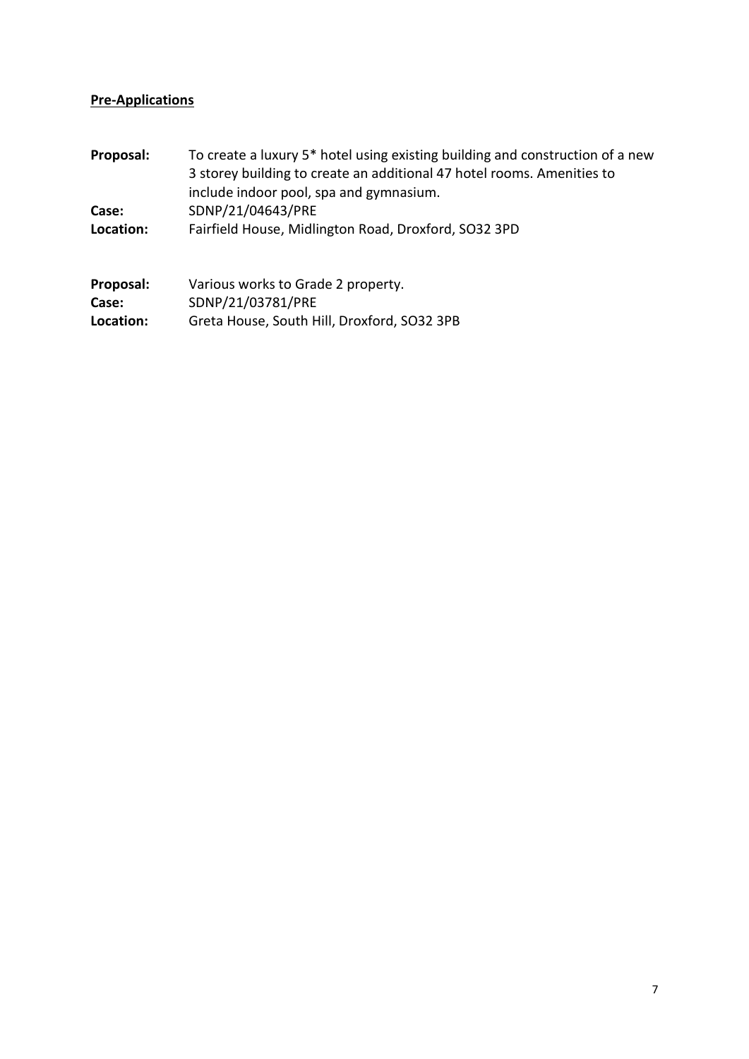**Pre-Applications**

| | |
|---|---|
| **Proposal:** | To create a luxury 5* hotel using existing building and construction of a new 3 storey building to create an additional 47 hotel rooms. Amenities to include indoor pool, spa and gymnasium. |
| **Case:** | SDNP/21/04643/PRE |
| **Location:** | Fairfield House, Midlington Road, Droxford, SO32 3PD |

| | |
|---|---|
| **Proposal:** | Various works to Grade 2 property. |
| **Case:** | SDNP/21/03781/PRE |
| **Location:** | Greta House, South Hill, Droxford, SO32 3PB |